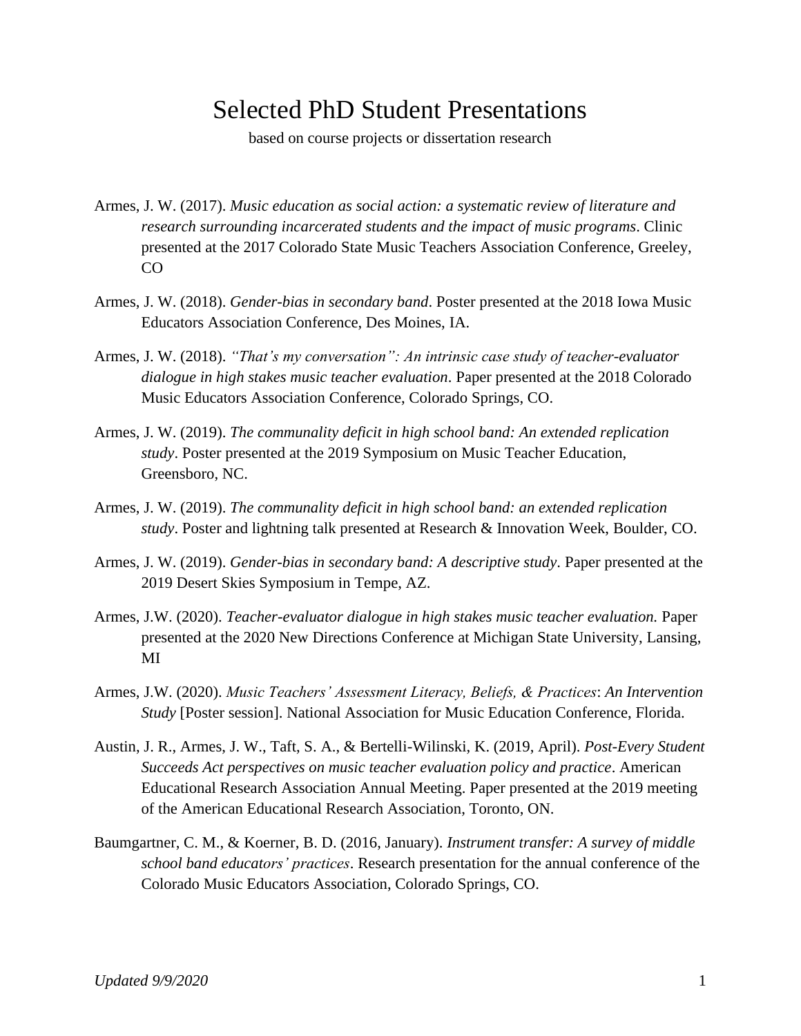# Selected PhD Student Presentations

based on course projects or dissertation research

Armes, J. W. (2017). *Music education as social action: a systematic review of literature and research surrounding incarcerated students and the impact of music programs*. Clinic presented at the 2017 Colorado State Music Teachers Association Conference, Greeley, CO

Armes, J. W. (2018). *Gender-bias in secondary band*. Poster presented at the 2018 Iowa Music Educators Association Conference, Des Moines, IA.

Armes, J. W. (2018). *"That's my conversation": An intrinsic case study of teacher-evaluator dialogue in high stakes music teacher evaluation*. Paper presented at the 2018 Colorado Music Educators Association Conference, Colorado Springs, CO.

Armes, J. W. (2019). *The communality deficit in high school band: An extended replication study*. Poster presented at the 2019 Symposium on Music Teacher Education, Greensboro, NC.

Armes, J. W. (2019). *The communality deficit in high school band: an extended replication study*. Poster and lightning talk presented at Research & Innovation Week, Boulder, CO.

Armes, J. W. (2019). *Gender-bias in secondary band: A descriptive study*. Paper presented at the 2019 Desert Skies Symposium in Tempe, AZ.

Armes, J.W. (2020). *Teacher-evaluator dialogue in high stakes music teacher evaluation.* Paper presented at the 2020 New Directions Conference at Michigan State University, Lansing, MI

Armes, J.W. (2020). *Music Teachers' Assessment Literacy, Beliefs, & Practices*: *An Intervention Study* [Poster session]. National Association for Music Education Conference, Florida.

Austin, J. R., Armes, J. W., Taft, S. A., & Bertelli-Wilinski, K. (2019, April). *Post-Every Student Succeeds Act perspectives on music teacher evaluation policy and practice*. American Educational Research Association Annual Meeting. Paper presented at the 2019 meeting of the American Educational Research Association, Toronto, ON.

Baumgartner, C. M., & Koerner, B. D. (2016, January). *Instrument transfer: A survey of middle school band educators' practices*. Research presentation for the annual conference of the Colorado Music Educators Association, Colorado Springs, CO.

*Updated 9/9/2020*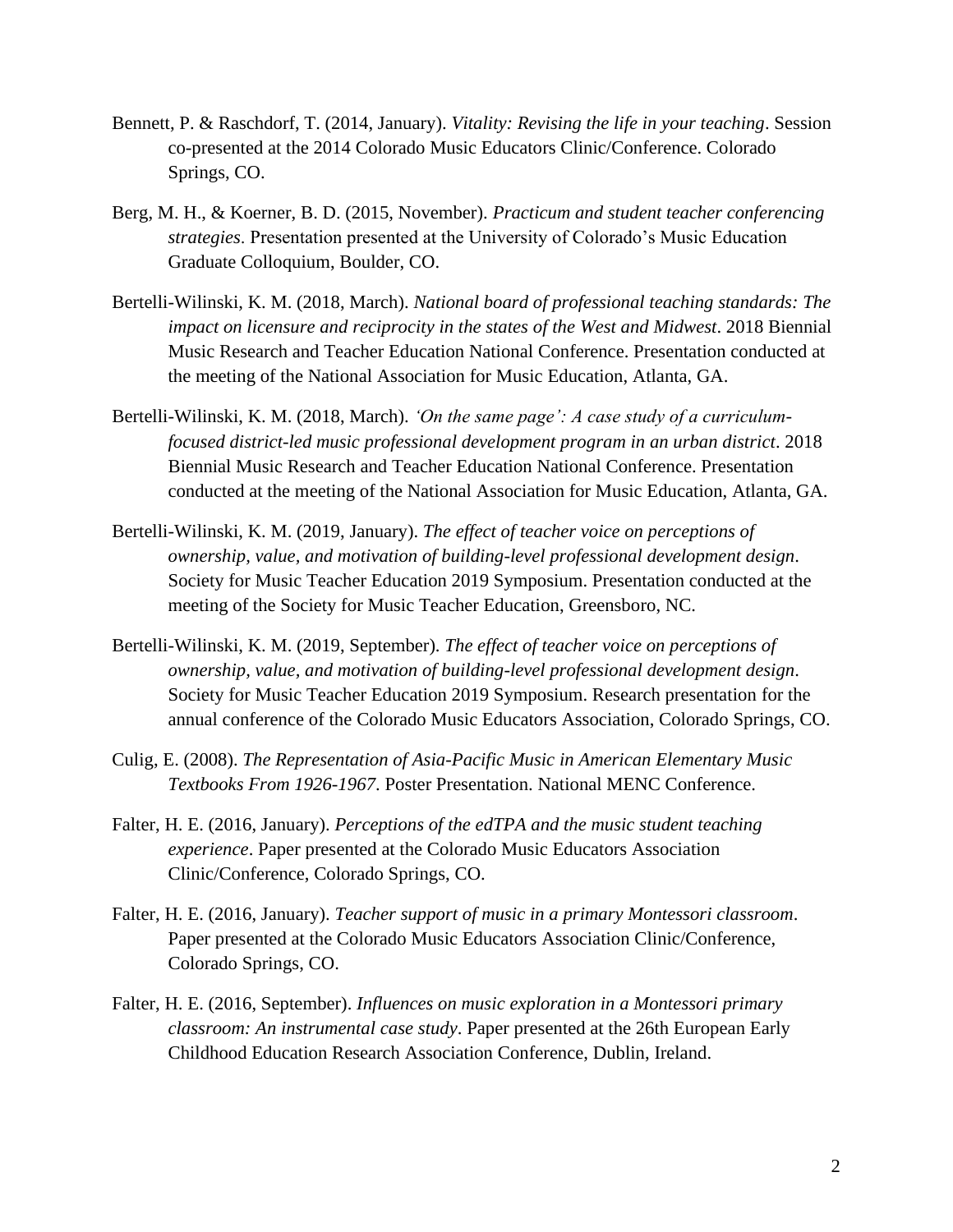Bennett, P. & Raschdorf, T. (2014, January). *Vitality: Revising the life in your teaching*. Session co-presented at the 2014 Colorado Music Educators Clinic/Conference. Colorado Springs, CO.

Berg, M. H., & Koerner, B. D. (2015, November). *Practicum and student teacher conferencing strategies*. Presentation presented at the University of Colorado's Music Education Graduate Colloquium, Boulder, CO.

Bertelli-Wilinski, K. M. (2018, March). *National board of professional teaching standards: The impact on licensure and reciprocity in the states of the West and Midwest*. 2018 Biennial Music Research and Teacher Education National Conference. Presentation conducted at the meeting of the National Association for Music Education, Atlanta, GA.

Bertelli-Wilinski, K. M. (2018, March). *'On the same page': A case study of a curriculum-focused district-led music professional development program in an urban district*. 2018 Biennial Music Research and Teacher Education National Conference. Presentation conducted at the meeting of the National Association for Music Education, Atlanta, GA.

Bertelli-Wilinski, K. M. (2019, January). *The effect of teacher voice on perceptions of ownership, value, and motivation of building-level professional development design*. Society for Music Teacher Education 2019 Symposium. Presentation conducted at the meeting of the Society for Music Teacher Education, Greensboro, NC.

Bertelli-Wilinski, K. M. (2019, September). *The effect of teacher voice on perceptions of ownership, value, and motivation of building-level professional development design*. Society for Music Teacher Education 2019 Symposium. Research presentation for the annual conference of the Colorado Music Educators Association, Colorado Springs, CO.

Culig, E. (2008). *The Representation of Asia-Pacific Music in American Elementary Music Textbooks From 1926-1967*. Poster Presentation. National MENC Conference.

Falter, H. E. (2016, January). *Perceptions of the edTPA and the music student teaching experience*. Paper presented at the Colorado Music Educators Association Clinic/Conference, Colorado Springs, CO.

Falter, H. E. (2016, January). *Teacher support of music in a primary Montessori classroom*. Paper presented at the Colorado Music Educators Association Clinic/Conference, Colorado Springs, CO.

Falter, H. E. (2016, September). *Influences on music exploration in a Montessori primary classroom: An instrumental case study*. Paper presented at the 26th European Early Childhood Education Research Association Conference, Dublin, Ireland.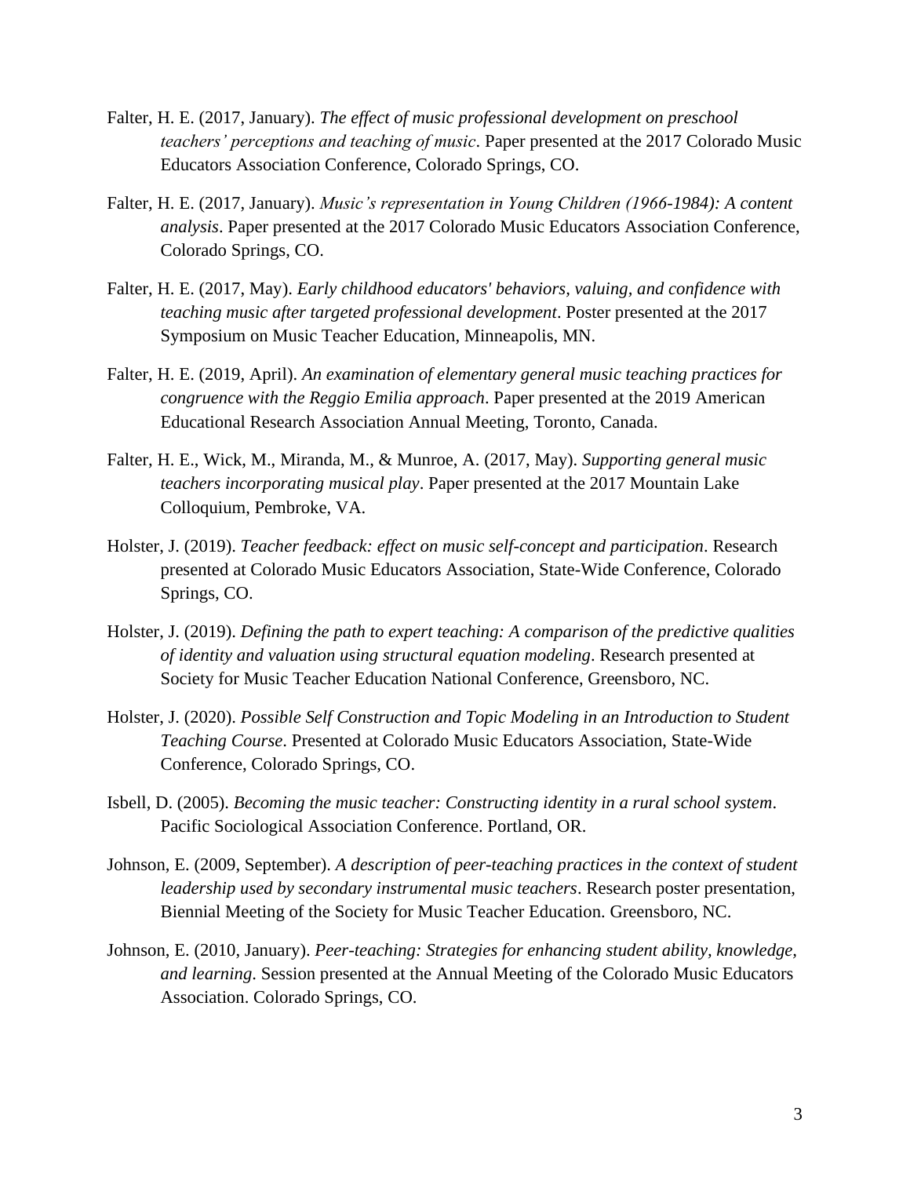Falter, H. E. (2017, January). *The effect of music professional development on preschool teachers' perceptions and teaching of music*. Paper presented at the 2017 Colorado Music Educators Association Conference, Colorado Springs, CO.

Falter, H. E. (2017, January). *Music's representation in Young Children (1966-1984): A content analysis*. Paper presented at the 2017 Colorado Music Educators Association Conference, Colorado Springs, CO.

Falter, H. E. (2017, May). *Early childhood educators' behaviors, valuing, and confidence with teaching music after targeted professional development*. Poster presented at the 2017 Symposium on Music Teacher Education, Minneapolis, MN.

Falter, H. E. (2019, April). *An examination of elementary general music teaching practices for congruence with the Reggio Emilia approach*. Paper presented at the 2019 American Educational Research Association Annual Meeting, Toronto, Canada.

Falter, H. E., Wick, M., Miranda, M., & Munroe, A. (2017, May). *Supporting general music teachers incorporating musical play*. Paper presented at the 2017 Mountain Lake Colloquium, Pembroke, VA.

Holster, J. (2019). *Teacher feedback: effect on music self-concept and participation*. Research presented at Colorado Music Educators Association, State-Wide Conference, Colorado Springs, CO.

Holster, J. (2019). *Defining the path to expert teaching: A comparison of the predictive qualities of identity and valuation using structural equation modeling*. Research presented at Society for Music Teacher Education National Conference, Greensboro, NC.

Holster, J. (2020). *Possible Self Construction and Topic Modeling in an Introduction to Student Teaching Course*. Presented at Colorado Music Educators Association, State-Wide Conference, Colorado Springs, CO.

Isbell, D. (2005). *Becoming the music teacher: Constructing identity in a rural school system*. Pacific Sociological Association Conference. Portland, OR.

Johnson, E. (2009, September). *A description of peer-teaching practices in the context of student leadership used by secondary instrumental music teachers*. Research poster presentation, Biennial Meeting of the Society for Music Teacher Education. Greensboro, NC.

Johnson, E. (2010, January). *Peer-teaching: Strategies for enhancing student ability, knowledge, and learning.* Session presented at the Annual Meeting of the Colorado Music Educators Association. Colorado Springs, CO.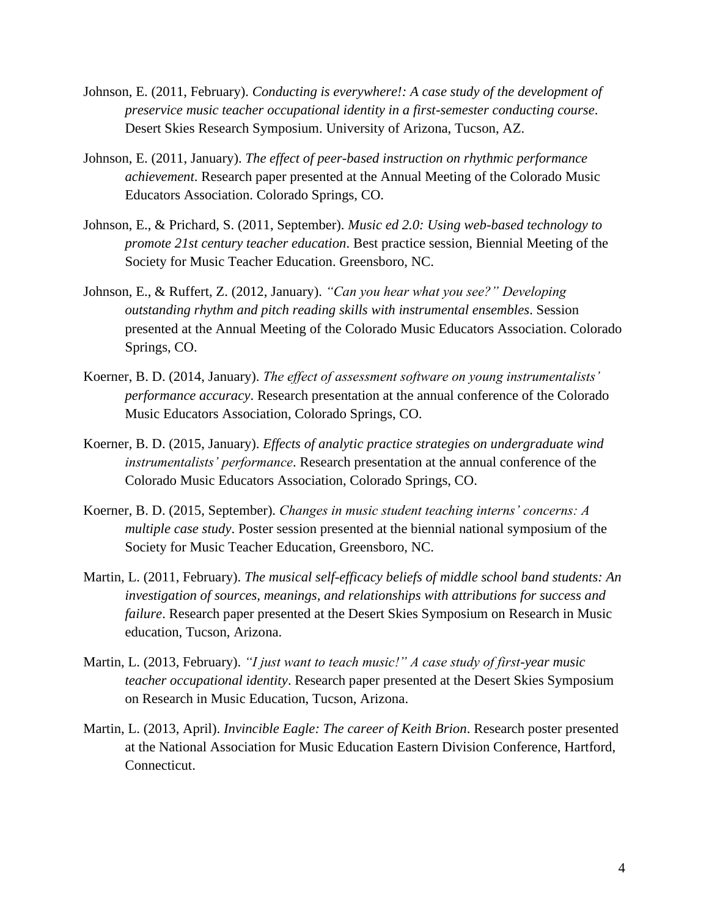Johnson, E. (2011, February). *Conducting is everywhere!: A case study of the development of preservice music teacher occupational identity in a first-semester conducting course*. Desert Skies Research Symposium. University of Arizona, Tucson, AZ.

Johnson, E. (2011, January). *The effect of peer-based instruction on rhythmic performance achievement*. Research paper presented at the Annual Meeting of the Colorado Music Educators Association. Colorado Springs, CO.

Johnson, E., & Prichard, S. (2011, September). *Music ed 2.0: Using web-based technology to promote 21st century teacher education*. Best practice session, Biennial Meeting of the Society for Music Teacher Education. Greensboro, NC.

Johnson, E., & Ruffert, Z. (2012, January). *"Can you hear what you see?" Developing outstanding rhythm and pitch reading skills with instrumental ensembles*. Session presented at the Annual Meeting of the Colorado Music Educators Association. Colorado Springs, CO.

Koerner, B. D. (2014, January). *The effect of assessment software on young instrumentalists' performance accuracy*. Research presentation at the annual conference of the Colorado Music Educators Association, Colorado Springs, CO.

Koerner, B. D. (2015, January). *Effects of analytic practice strategies on undergraduate wind instrumentalists' performance*. Research presentation at the annual conference of the Colorado Music Educators Association, Colorado Springs, CO.

Koerner, B. D. (2015, September). *Changes in music student teaching interns' concerns: A multiple case study*. Poster session presented at the biennial national symposium of the Society for Music Teacher Education, Greensboro, NC.

Martin, L. (2011, February). *The musical self-efficacy beliefs of middle school band students: An investigation of sources, meanings, and relationships with attributions for success and failure*. Research paper presented at the Desert Skies Symposium on Research in Music education, Tucson, Arizona.

Martin, L. (2013, February). *"I just want to teach music!" A case study of first-year music teacher occupational identity*. Research paper presented at the Desert Skies Symposium on Research in Music Education, Tucson, Arizona.

Martin, L. (2013, April). *Invincible Eagle: The career of Keith Brion*. Research poster presented at the National Association for Music Education Eastern Division Conference, Hartford, Connecticut.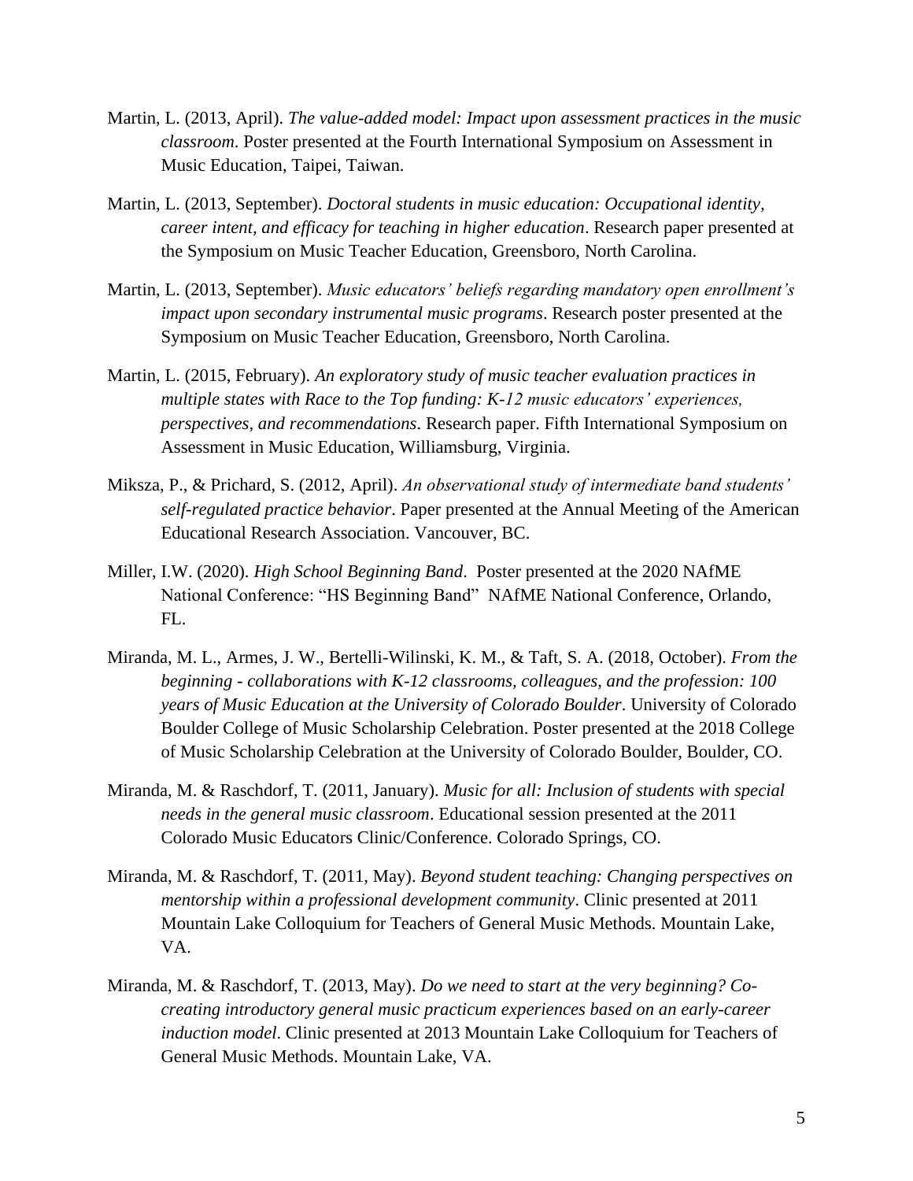Martin, L. (2013, April). *The value-added model: Impact upon assessment practices in the music classroom*. Poster presented at the Fourth International Symposium on Assessment in Music Education, Taipei, Taiwan.

Martin, L. (2013, September). *Doctoral students in music education: Occupational identity, career intent, and efficacy for teaching in higher education*. Research paper presented at the Symposium on Music Teacher Education, Greensboro, North Carolina.

Martin, L. (2013, September). *Music educators' beliefs regarding mandatory open enrollment's impact upon secondary instrumental music programs*. Research poster presented at the Symposium on Music Teacher Education, Greensboro, North Carolina.

Martin, L. (2015, February). *An exploratory study of music teacher evaluation practices in multiple states with Race to the Top funding: K-12 music educators' experiences, perspectives, and recommendations*. Research paper. Fifth International Symposium on Assessment in Music Education, Williamsburg, Virginia.

Miksza, P., & Prichard, S. (2012, April). *An observational study of intermediate band students' self-regulated practice behavior*. Paper presented at the Annual Meeting of the American Educational Research Association. Vancouver, BC.

Miller, I.W. (2020). *High School Beginning Band*. Poster presented at the 2020 NAfME National Conference: "HS Beginning Band" NAfME National Conference, Orlando, FL.

Miranda, M. L., Armes, J. W., Bertelli-Wilinski, K. M., & Taft, S. A. (2018, October). *From the beginning - collaborations with K-12 classrooms, colleagues, and the profession: 100 years of Music Education at the University of Colorado Boulder*. University of Colorado Boulder College of Music Scholarship Celebration. Poster presented at the 2018 College of Music Scholarship Celebration at the University of Colorado Boulder, Boulder, CO.

Miranda, M. & Raschdorf, T. (2011, January). *Music for all: Inclusion of students with special needs in the general music classroom*. Educational session presented at the 2011 Colorado Music Educators Clinic/Conference. Colorado Springs, CO.

Miranda, M. & Raschdorf, T. (2011, May). *Beyond student teaching: Changing perspectives on mentorship within a professional development community*. Clinic presented at 2011 Mountain Lake Colloquium for Teachers of General Music Methods. Mountain Lake, VA.

Miranda, M. & Raschdorf, T. (2013, May). *Do we need to start at the very beginning? Co-creating introductory general music practicum experiences based on an early-career induction model*. Clinic presented at 2013 Mountain Lake Colloquium for Teachers of General Music Methods. Mountain Lake, VA.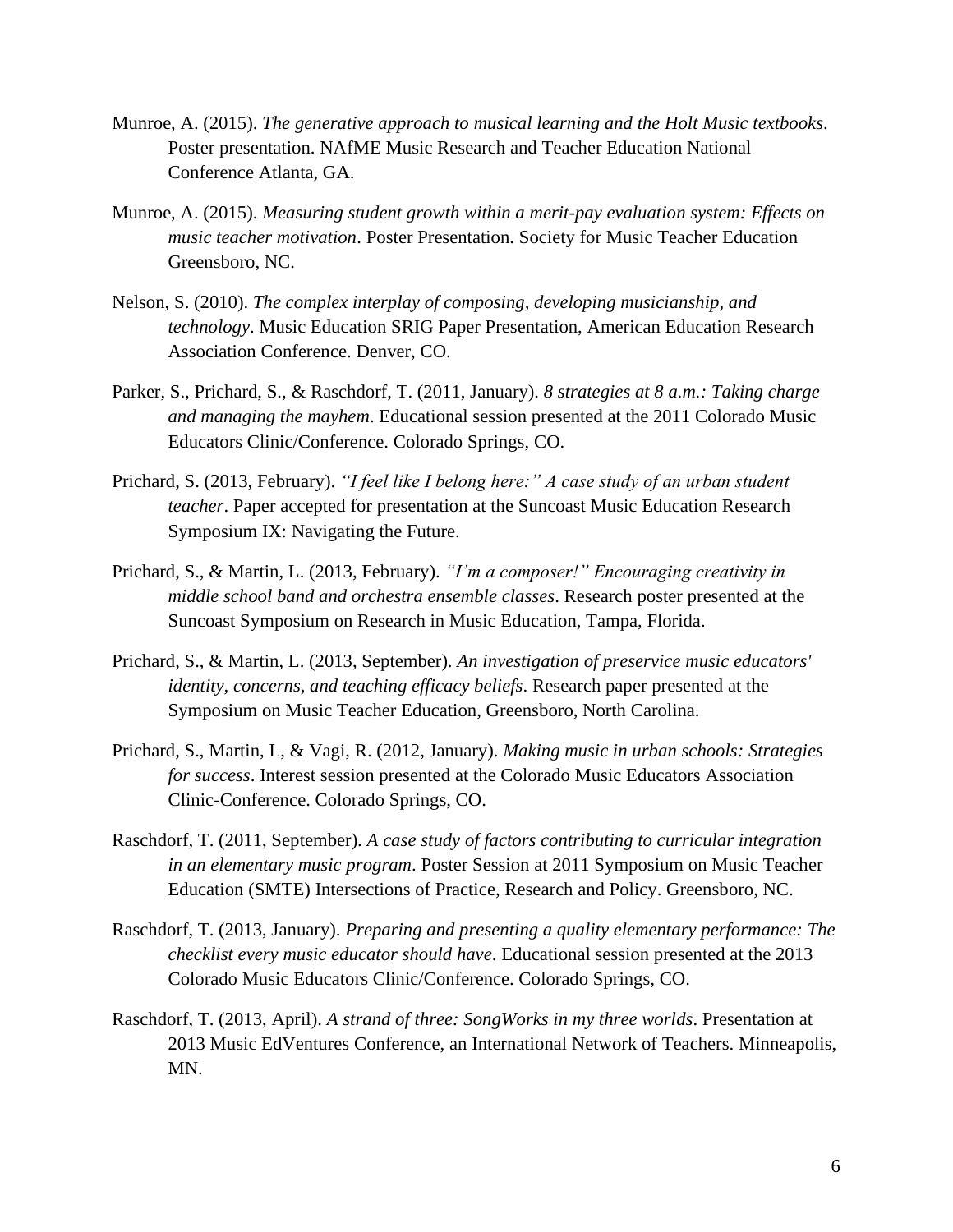Munroe, A. (2015). *The generative approach to musical learning and the Holt Music textbooks*. Poster presentation. NAfME Music Research and Teacher Education National Conference Atlanta, GA.

Munroe, A. (2015). *Measuring student growth within a merit-pay evaluation system: Effects on music teacher motivation*. Poster Presentation. Society for Music Teacher Education Greensboro, NC.

Nelson, S. (2010). *The complex interplay of composing, developing musicianship, and technology*. Music Education SRIG Paper Presentation, American Education Research Association Conference. Denver, CO.

Parker, S., Prichard, S., & Raschdorf, T. (2011, January). *8 strategies at 8 a.m.: Taking charge and managing the mayhem*. Educational session presented at the 2011 Colorado Music Educators Clinic/Conference. Colorado Springs, CO.

Prichard, S. (2013, February). *"I feel like I belong here:" A case study of an urban student teacher*. Paper accepted for presentation at the Suncoast Music Education Research Symposium IX: Navigating the Future.

Prichard, S., & Martin, L. (2013, February). *"I'm a composer!" Encouraging creativity in middle school band and orchestra ensemble classes*. Research poster presented at the Suncoast Symposium on Research in Music Education, Tampa, Florida.

Prichard, S., & Martin, L. (2013, September). *An investigation of preservice music educators' identity, concerns, and teaching efficacy beliefs*. Research paper presented at the Symposium on Music Teacher Education, Greensboro, North Carolina.

Prichard, S., Martin, L, & Vagi, R. (2012, January). *Making music in urban schools: Strategies for success*. Interest session presented at the Colorado Music Educators Association Clinic-Conference. Colorado Springs, CO.

Raschdorf, T. (2011, September). *A case study of factors contributing to curricular integration in an elementary music program*. Poster Session at 2011 Symposium on Music Teacher Education (SMTE) Intersections of Practice, Research and Policy. Greensboro, NC.

Raschdorf, T. (2013, January). *Preparing and presenting a quality elementary performance: The checklist every music educator should have*. Educational session presented at the 2013 Colorado Music Educators Clinic/Conference. Colorado Springs, CO.

Raschdorf, T. (2013, April). *A strand of three: SongWorks in my three worlds*. Presentation at 2013 Music EdVentures Conference, an International Network of Teachers. Minneapolis, MN.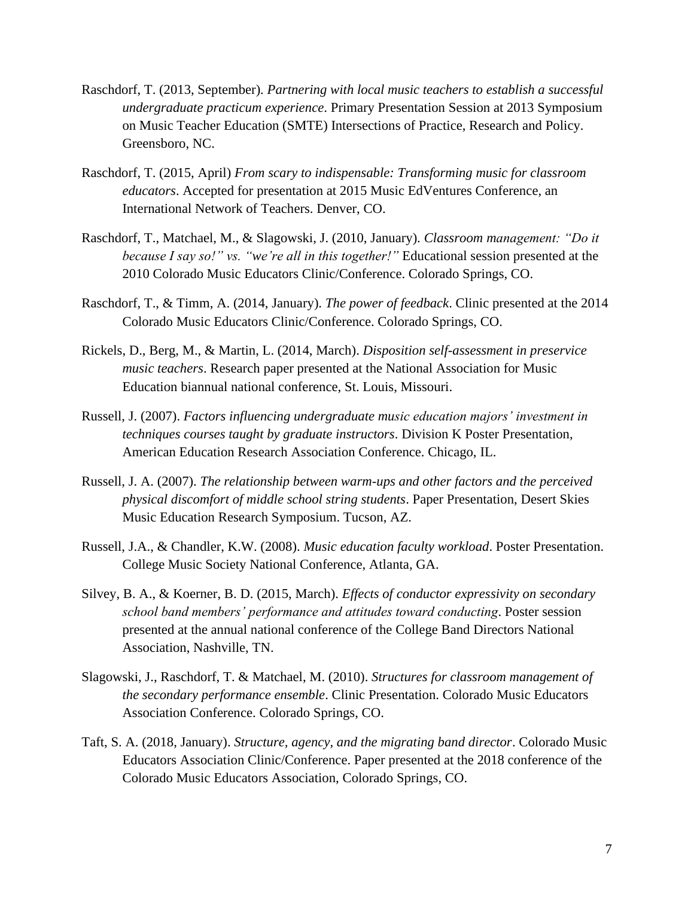Raschdorf, T. (2013, September). *Partnering with local music teachers to establish a successful undergraduate practicum experience*. Primary Presentation Session at 2013 Symposium on Music Teacher Education (SMTE) Intersections of Practice, Research and Policy. Greensboro, NC.

Raschdorf, T. (2015, April) *From scary to indispensable: Transforming music for classroom educators*. Accepted for presentation at 2015 Music EdVentures Conference, an International Network of Teachers. Denver, CO.

Raschdorf, T., Matchael, M., & Slagowski, J. (2010, January). *Classroom management: "Do it because I say so!" vs. "we're all in this together!"* Educational session presented at the 2010 Colorado Music Educators Clinic/Conference. Colorado Springs, CO.

Raschdorf, T., & Timm, A. (2014, January). *The power of feedback*. Clinic presented at the 2014 Colorado Music Educators Clinic/Conference. Colorado Springs, CO.

Rickels, D., Berg, M., & Martin, L. (2014, March). *Disposition self-assessment in preservice music teachers*. Research paper presented at the National Association for Music Education biannual national conference, St. Louis, Missouri.

Russell, J. (2007). *Factors influencing undergraduate music education majors' investment in techniques courses taught by graduate instructors*. Division K Poster Presentation, American Education Research Association Conference. Chicago, IL.

Russell, J. A. (2007). *The relationship between warm-ups and other factors and the perceived physical discomfort of middle school string students*. Paper Presentation, Desert Skies Music Education Research Symposium. Tucson, AZ.

Russell, J.A., & Chandler, K.W. (2008). *Music education faculty workload*. Poster Presentation. College Music Society National Conference, Atlanta, GA.

Silvey, B. A., & Koerner, B. D. (2015, March). *Effects of conductor expressivity on secondary school band members' performance and attitudes toward conducting*. Poster session presented at the annual national conference of the College Band Directors National Association, Nashville, TN.

Slagowski, J., Raschdorf, T. & Matchael, M. (2010). *Structures for classroom management of the secondary performance ensemble*. Clinic Presentation. Colorado Music Educators Association Conference. Colorado Springs, CO.

Taft, S. A. (2018, January). *Structure, agency, and the migrating band director*. Colorado Music Educators Association Clinic/Conference. Paper presented at the 2018 conference of the Colorado Music Educators Association, Colorado Springs, CO.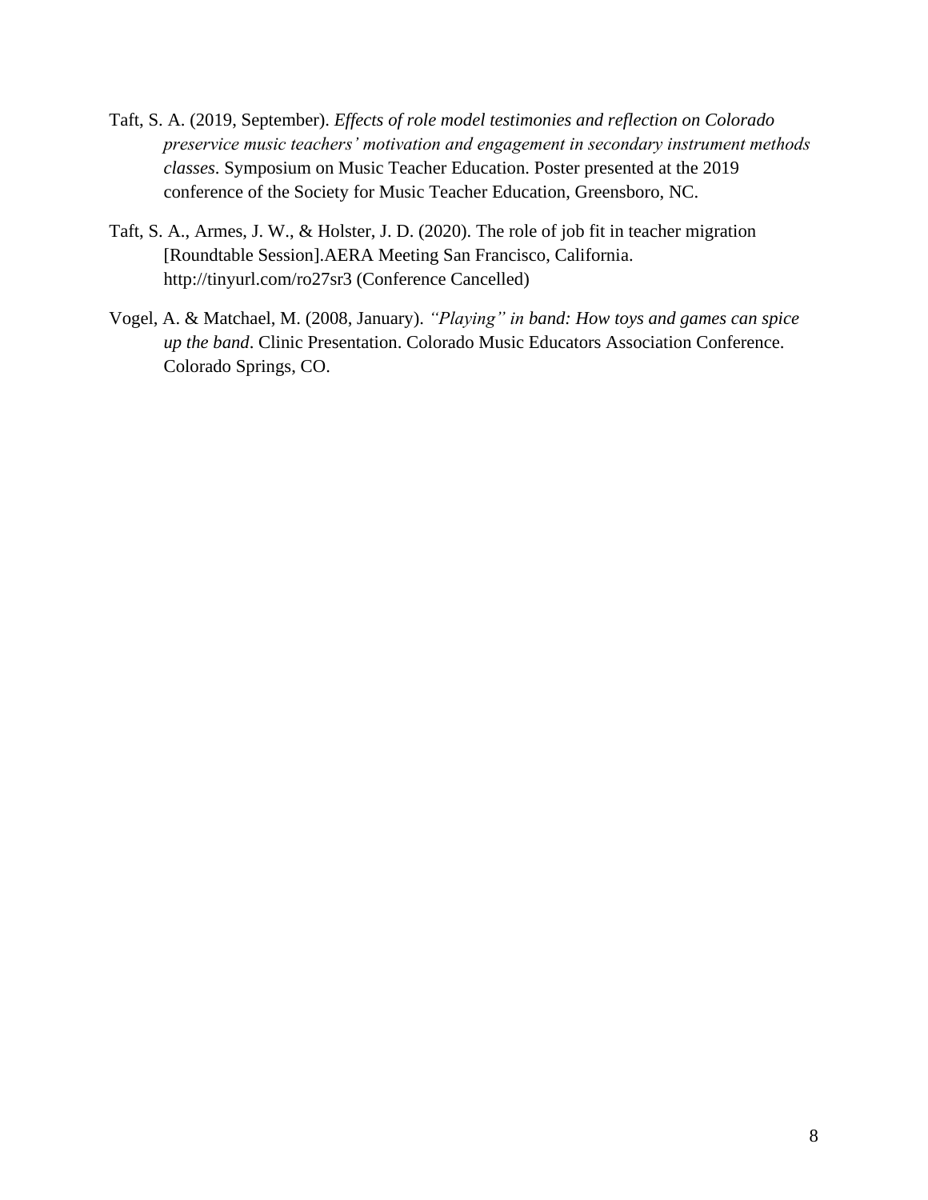Taft, S. A. (2019, September). *Effects of role model testimonies and reflection on Colorado preservice music teachers' motivation and engagement in secondary instrument methods classes*. Symposium on Music Teacher Education. Poster presented at the 2019 conference of the Society for Music Teacher Education, Greensboro, NC.

Taft, S. A., Armes, J. W., & Holster, J. D. (2020). The role of job fit in teacher migration [Roundtable Session].AERA Meeting San Francisco, California. http://tinyurl.com/ro27sr3 (Conference Cancelled)

Vogel, A. & Matchael, M. (2008, January). *"Playing" in band: How toys and games can spice up the band*. Clinic Presentation. Colorado Music Educators Association Conference. Colorado Springs, CO.